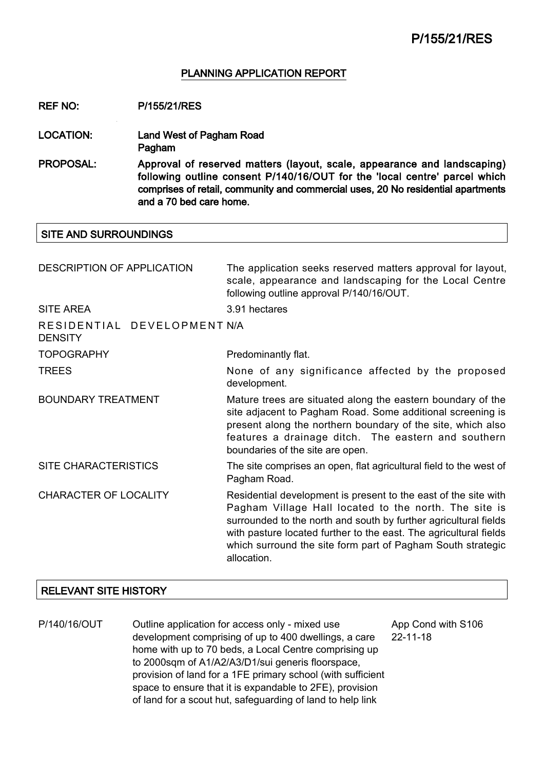## PLANNING APPLICATION REPORT

**REF NO:** P/155/21/RES

**LOCATION:** Land West of Pagham Road
Pagham

**PROPOSAL:** Approval of reserved matters (layout, scale, appearance and landscaping) following outline consent P/140/16/OUT for the 'local centre' parcel which comprises of retail, community and commercial uses, 20 No residential apartments and a 70 bed care home.

## SITE AND SURROUNDINGS

| | |
|---|---|
| DESCRIPTION OF APPLICATION | The application seeks reserved matters approval for layout, scale, appearance and landscaping for the Local Centre following outline approval P/140/16/OUT. |
| SITE AREA | 3.91 hectares |
| RESIDENTIAL DEVELOPMENT DENSITY | N/A |
| TOPOGRAPHY | Predominantly flat. |
| TREES | None of any significance affected by the proposed development. |
| BOUNDARY TREATMENT | Mature trees are situated along the eastern boundary of the site adjacent to Pagham Road. Some additional screening is present along the northern boundary of the site, which also features a drainage ditch. The eastern and southern boundaries of the site are open. |
| SITE CHARACTERISTICS | The site comprises an open, flat agricultural field to the west of Pagham Road. |
| CHARACTER OF LOCALITY | Residential development is present to the east of the site with Pagham Village Hall located to the north. The site is surrounded to the north and south by further agricultural fields with pasture located further to the east. The agricultural fields which surround the site form part of Pagham South strategic allocation. |

## RELEVANT SITE HISTORY

| | | |
|---|---|---|
| P/140/16/OUT | Outline application for access only - mixed use development comprising of up to 400 dwellings, a care home with up to 70 beds, a Local Centre comprising up to 2000sqm of A1/A2/A3/D1/sui generis floorspace, provision of land for a 1FE primary school (with sufficient space to ensure that it is expandable to 2FE), provision of land for a scout hut, safeguarding of land to help link | App Cond with S106 22-11-18 |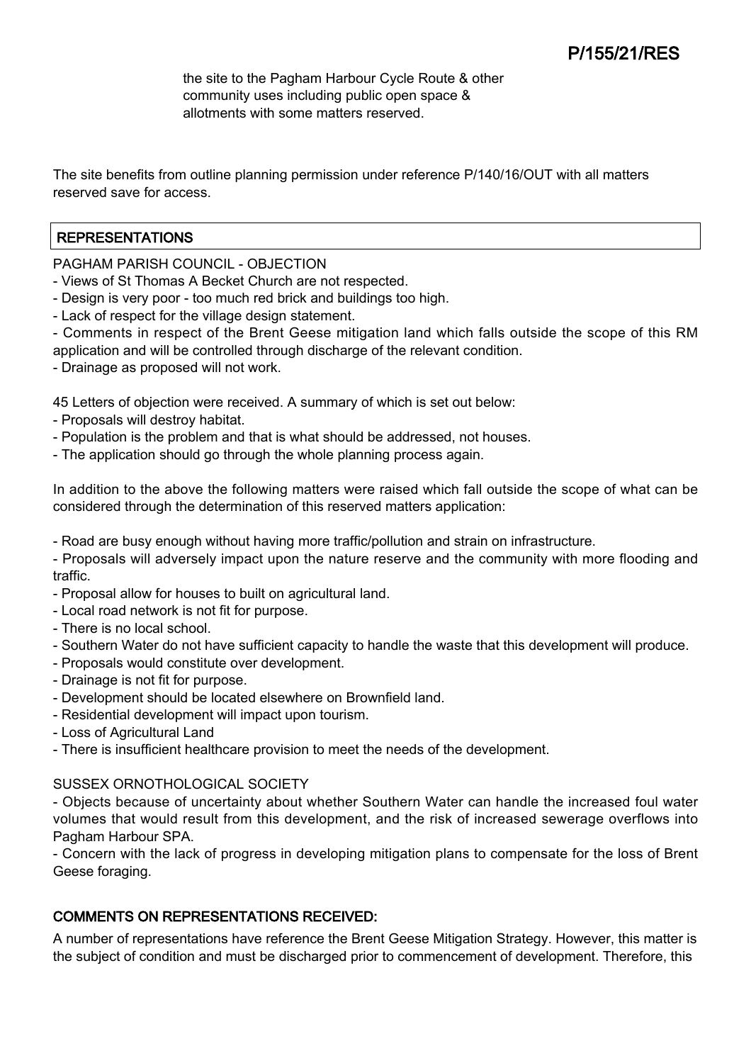the site to the Pagham Harbour Cycle Route & other community uses including public open space & allotments with some matters reserved.

The site benefits from outline planning permission under reference P/140/16/OUT with all matters reserved save for access.

## REPRESENTATIONS

PAGHAM PARISH COUNCIL - OBJECTION

- Views of St Thomas A Becket Church are not respected.
- Design is very poor - too much red brick and buildings too high.
- Lack of respect for the village design statement.
- Comments in respect of the Brent Geese mitigation land which falls outside the scope of this RM application and will be controlled through discharge of the relevant condition.
- Drainage as proposed will not work.

45 Letters of objection were received. A summary of which is set out below:

- Proposals will destroy habitat.
- Population is the problem and that is what should be addressed, not houses.
- The application should go through the whole planning process again.

In addition to the above the following matters were raised which fall outside the scope of what can be considered through the determination of this reserved matters application:

- Road are busy enough without having more traffic/pollution and strain on infrastructure.
- Proposals will adversely impact upon the nature reserve and the community with more flooding and traffic.
- Proposal allow for houses to built on agricultural land.
- Local road network is not fit for purpose.
- There is no local school.
- Southern Water do not have sufficient capacity to handle the waste that this development will produce.
- Proposals would constitute over development.
- Drainage is not fit for purpose.
- Development should be located elsewhere on Brownfield land.
- Residential development will impact upon tourism.
- Loss of Agricultural Land
- There is insufficient healthcare provision to meet the needs of the development.

SUSSEX ORNOTHOLOGICAL SOCIETY

- Objects because of uncertainty about whether Southern Water can handle the increased foul water volumes that would result from this development, and the risk of increased sewerage overflows into Pagham Harbour SPA.
- Concern with the lack of progress in developing mitigation plans to compensate for the loss of Brent Geese foraging.

## COMMENTS ON REPRESENTATIONS RECEIVED:

A number of representations have reference the Brent Geese Mitigation Strategy. However, this matter is the subject of condition and must be discharged prior to commencement of development. Therefore, this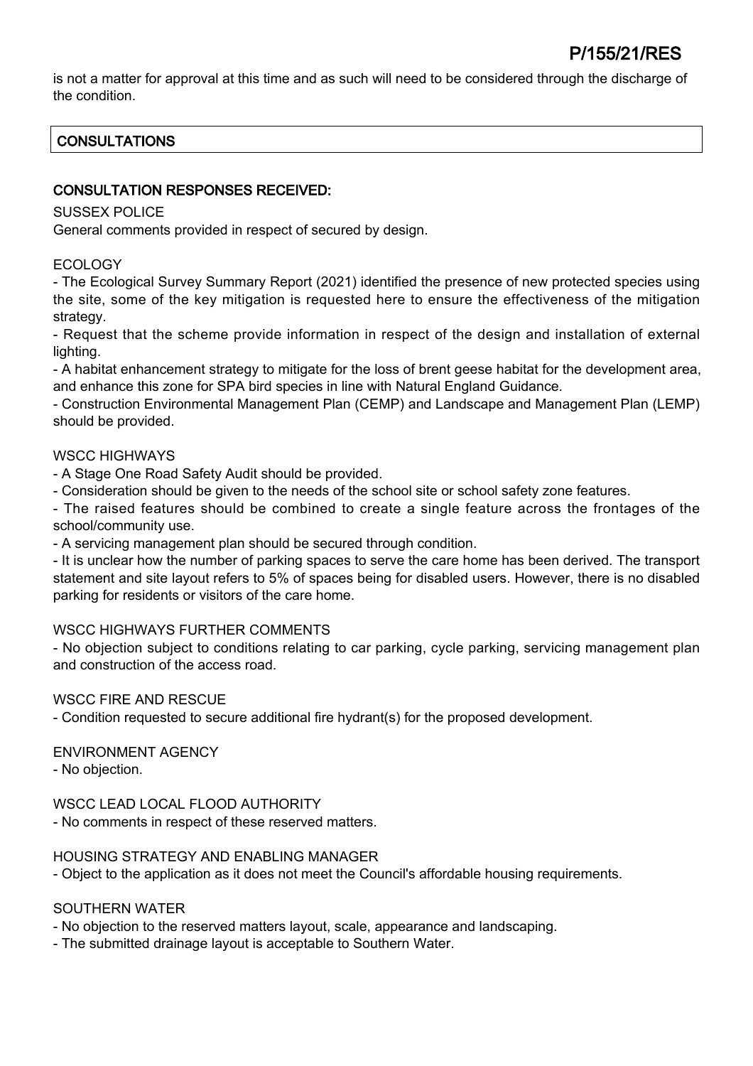is not a matter for approval at this time and as such will need to be considered through the discharge of the condition.

## CONSULTATIONS

### CONSULTATION RESPONSES RECEIVED:

SUSSEX POLICE

General comments provided in respect of secured by design.

ECOLOGY

- The Ecological Survey Summary Report (2021) identified the presence of new protected species using the site, some of the key mitigation is requested here to ensure the effectiveness of the mitigation strategy.
- Request that the scheme provide information in respect of the design and installation of external lighting.
- A habitat enhancement strategy to mitigate for the loss of brent geese habitat for the development area, and enhance this zone for SPA bird species in line with Natural England Guidance.
- Construction Environmental Management Plan (CEMP) and Landscape and Management Plan (LEMP) should be provided.

WSCC HIGHWAYS

- A Stage One Road Safety Audit should be provided.
- Consideration should be given to the needs of the school site or school safety zone features.
- The raised features should be combined to create a single feature across the frontages of the school/community use.
- A servicing management plan should be secured through condition.
- It is unclear how the number of parking spaces to serve the care home has been derived. The transport statement and site layout refers to 5% of spaces being for disabled users. However, there is no disabled parking for residents or visitors of the care home.

WSCC HIGHWAYS FURTHER COMMENTS

- No objection subject to conditions relating to car parking, cycle parking, servicing management plan and construction of the access road.

WSCC FIRE AND RESCUE

- Condition requested to secure additional fire hydrant(s) for the proposed development.

ENVIRONMENT AGENCY

- No objection.

WSCC LEAD LOCAL FLOOD AUTHORITY

- No comments in respect of these reserved matters.

HOUSING STRATEGY AND ENABLING MANAGER

- Object to the application as it does not meet the Council's affordable housing requirements.

SOUTHERN WATER

- No objection to the reserved matters layout, scale, appearance and landscaping.
- The submitted drainage layout is acceptable to Southern Water.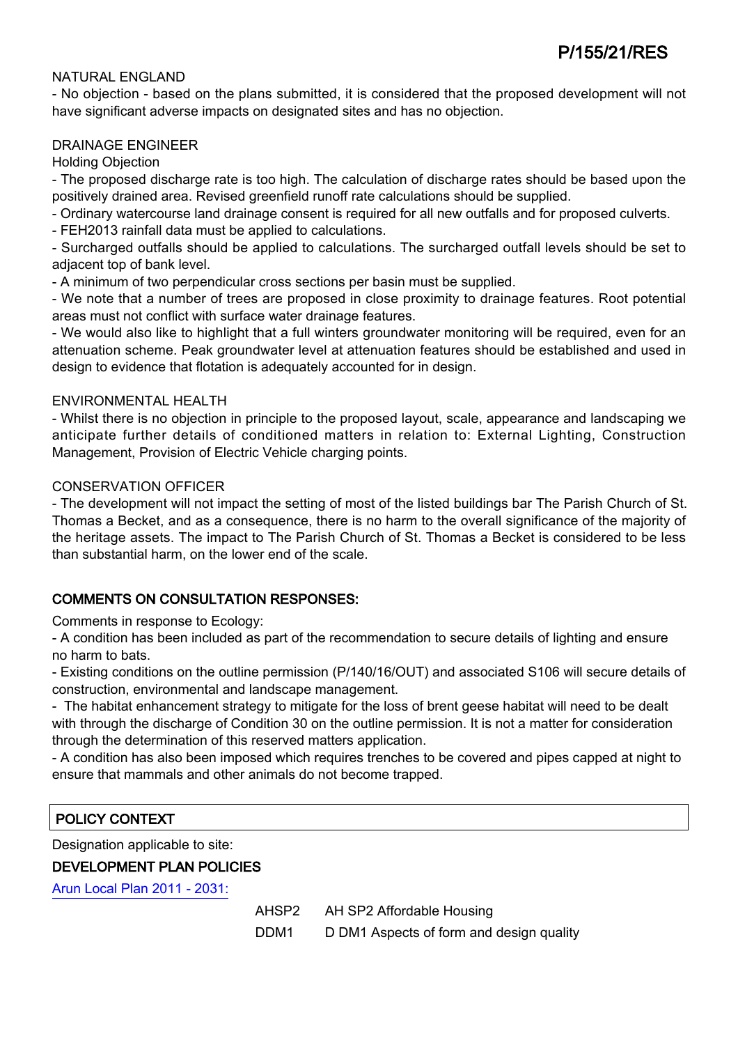NATURAL ENGLAND

- No objection - based on the plans submitted, it is considered that the proposed development will not have significant adverse impacts on designated sites and has no objection.

DRAINAGE ENGINEER

Holding Objection

- The proposed discharge rate is too high. The calculation of discharge rates should be based upon the positively drained area. Revised greenfield runoff rate calculations should be supplied.
- Ordinary watercourse land drainage consent is required for all new outfalls and for proposed culverts.
- FEH2013 rainfall data must be applied to calculations.
- Surcharged outfalls should be applied to calculations. The surcharged outfall levels should be set to adjacent top of bank level.
- A minimum of two perpendicular cross sections per basin must be supplied.
- We note that a number of trees are proposed in close proximity to drainage features. Root potential areas must not conflict with surface water drainage features.
- We would also like to highlight that a full winters groundwater monitoring will be required, even for an attenuation scheme. Peak groundwater level at attenuation features should be established and used in design to evidence that flotation is adequately accounted for in design.

ENVIRONMENTAL HEALTH

- Whilst there is no objection in principle to the proposed layout, scale, appearance and landscaping we anticipate further details of conditioned matters in relation to: External Lighting, Construction Management, Provision of Electric Vehicle charging points.

CONSERVATION OFFICER

- The development will not impact the setting of most of the listed buildings bar The Parish Church of St. Thomas a Becket, and as a consequence, there is no harm to the overall significance of the majority of the heritage assets. The impact to The Parish Church of St. Thomas a Becket is considered to be less than substantial harm, on the lower end of the scale.

## COMMENTS ON CONSULTATION RESPONSES:

Comments in response to Ecology:

- A condition has been included as part of the recommendation to secure details of lighting and ensure no harm to bats.
- Existing conditions on the outline permission (P/140/16/OUT) and associated S106 will secure details of construction, environmental and landscape management.
- The habitat enhancement strategy to mitigate for the loss of brent geese habitat will need to be dealt with through the discharge of Condition 30 on the outline permission. It is not a matter for consideration through the determination of this reserved matters application.
- A condition has also been imposed which requires trenches to be covered and pipes capped at night to ensure that mammals and other animals do not become trapped.

## POLICY CONTEXT

Designation applicable to site:

### DEVELOPMENT PLAN POLICIES

Arun Local Plan 2011 - 2031:

| | |
|---|---|
| AHSP2 | AH SP2 Affordable Housing |
| DDM1 | D DM1 Aspects of form and design quality |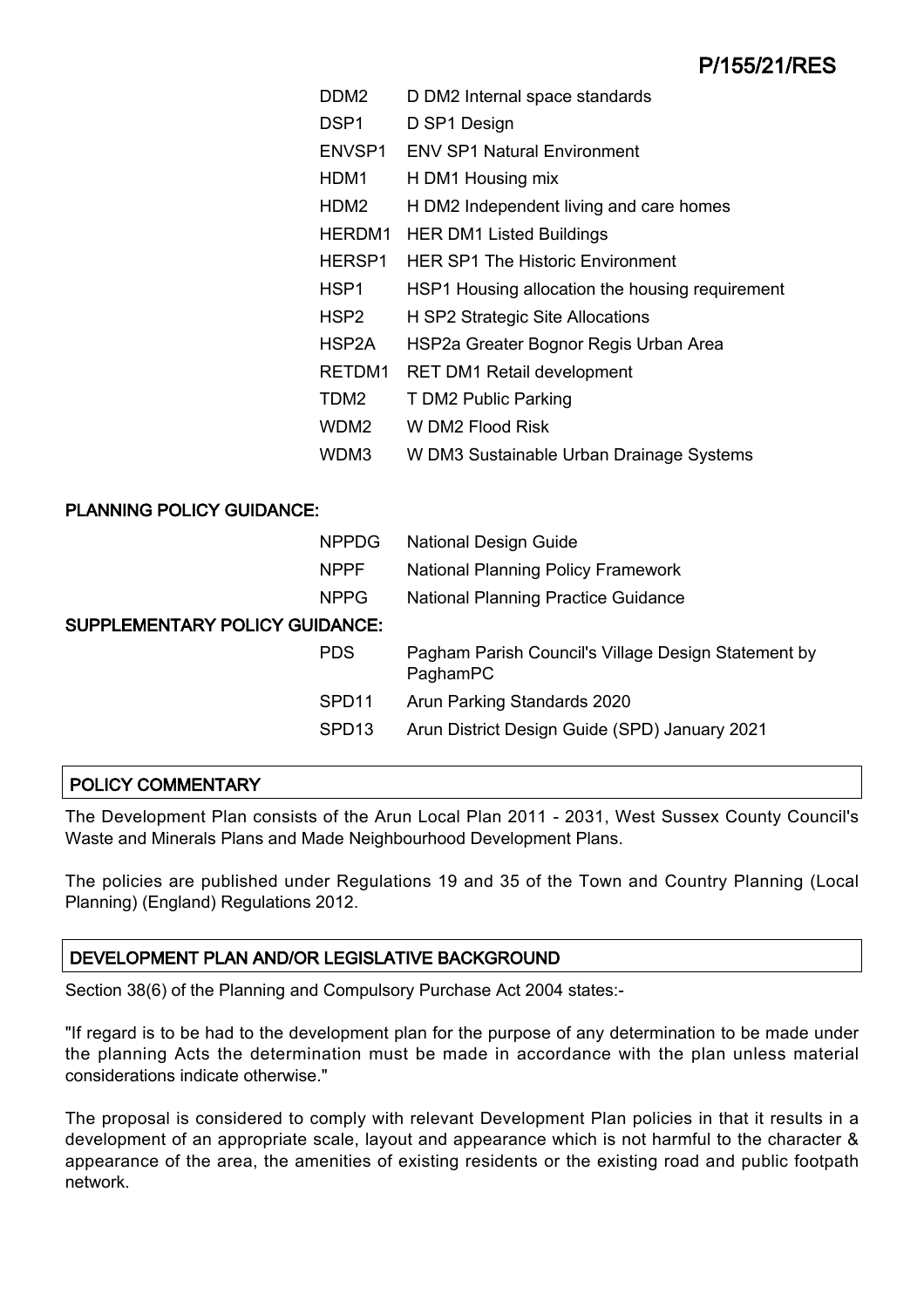| | |
|---|---|
| DDM2 | D DM2 Internal space standards |
| DSP1 | D SP1 Design |
| ENVSP1 | ENV SP1 Natural Environment |
| HDM1 | H DM1 Housing mix |
| HDM2 | H DM2 Independent living and care homes |
| HERDM1 | HER DM1 Listed Buildings |
| HERSP1 | HER SP1 The Historic Environment |
| HSP1 | HSP1 Housing allocation the housing requirement |
| HSP2 | H SP2 Strategic Site Allocations |
| HSP2A | HSP2a Greater Bognor Regis Urban Area |
| RETDM1 | RET DM1 Retail development |
| TDM2 | T DM2 Public Parking |
| WDM2 | W DM2 Flood Risk |
| WDM3 | W DM3 Sustainable Urban Drainage Systems |

**PLANNING POLICY GUIDANCE:**

| | |
|---|---|
| NPPDG | National Design Guide |
| NPPF | National Planning Policy Framework |
| NPPG | National Planning Practice Guidance |

**SUPPLEMENTARY POLICY GUIDANCE:**

| | |
|---|---|
| PDS | Pagham Parish Council's Village Design Statement by PaghamPC |
| SPD11 | Arun Parking Standards 2020 |
| SPD13 | Arun District Design Guide (SPD) January 2021 |

## POLICY COMMENTARY

The Development Plan consists of the Arun Local Plan 2011 - 2031, West Sussex County Council's Waste and Minerals Plans and Made Neighbourhood Development Plans.

The policies are published under Regulations 19 and 35 of the Town and Country Planning (Local Planning) (England) Regulations 2012.

## DEVELOPMENT PLAN AND/OR LEGISLATIVE BACKGROUND

Section 38(6) of the Planning and Compulsory Purchase Act 2004 states:-

"If regard is to be had to the development plan for the purpose of any determination to be made under the planning Acts the determination must be made in accordance with the plan unless material considerations indicate otherwise."

The proposal is considered to comply with relevant Development Plan policies in that it results in a development of an appropriate scale, layout and appearance which is not harmful to the character & appearance of the area, the amenities of existing residents or the existing road and public footpath network.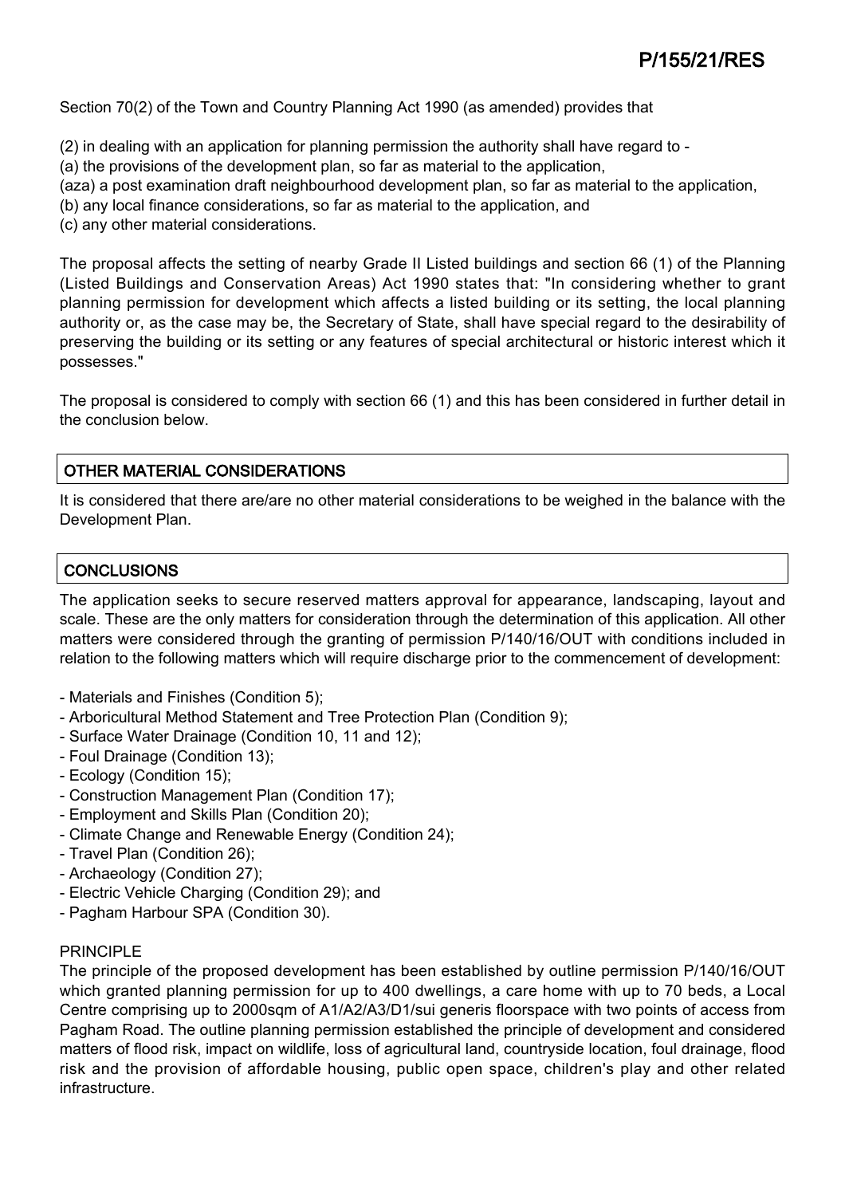Section 70(2) of the Town and Country Planning Act 1990 (as amended) provides that

(2) in dealing with an application for planning permission the authority shall have regard to -
(a) the provisions of the development plan, so far as material to the application,
(aza) a post examination draft neighbourhood development plan, so far as material to the application,
(b) any local finance considerations, so far as material to the application, and
(c) any other material considerations.

The proposal affects the setting of nearby Grade II Listed buildings and section 66 (1) of the Planning (Listed Buildings and Conservation Areas) Act 1990 states that: "In considering whether to grant planning permission for development which affects a listed building or its setting, the local planning authority or, as the case may be, the Secretary of State, shall have special regard to the desirability of preserving the building or its setting or any features of special architectural or historic interest which it possesses."

The proposal is considered to comply with section 66 (1) and this has been considered in further detail in the conclusion below.

## OTHER MATERIAL CONSIDERATIONS

It is considered that there are/are no other material considerations to be weighed in the balance with the Development Plan.

## CONCLUSIONS

The application seeks to secure reserved matters approval for appearance, landscaping, layout and scale. These are the only matters for consideration through the determination of this application. All other matters were considered through the granting of permission P/140/16/OUT with conditions included in relation to the following matters which will require discharge prior to the commencement of development:

- Materials and Finishes (Condition 5);
- Arboricultural Method Statement and Tree Protection Plan (Condition 9);
- Surface Water Drainage (Condition 10, 11 and 12);
- Foul Drainage (Condition 13);
- Ecology (Condition 15);
- Construction Management Plan (Condition 17);
- Employment and Skills Plan (Condition 20);
- Climate Change and Renewable Energy (Condition 24);
- Travel Plan (Condition 26);
- Archaeology (Condition 27);
- Electric Vehicle Charging (Condition 29); and
- Pagham Harbour SPA (Condition 30).

PRINCIPLE

The principle of the proposed development has been established by outline permission P/140/16/OUT which granted planning permission for up to 400 dwellings, a care home with up to 70 beds, a Local Centre comprising up to 2000sqm of A1/A2/A3/D1/sui generis floorspace with two points of access from Pagham Road. The outline planning permission established the principle of development and considered matters of flood risk, impact on wildlife, loss of agricultural land, countryside location, foul drainage, flood risk and the provision of affordable housing, public open space, children's play and other related infrastructure.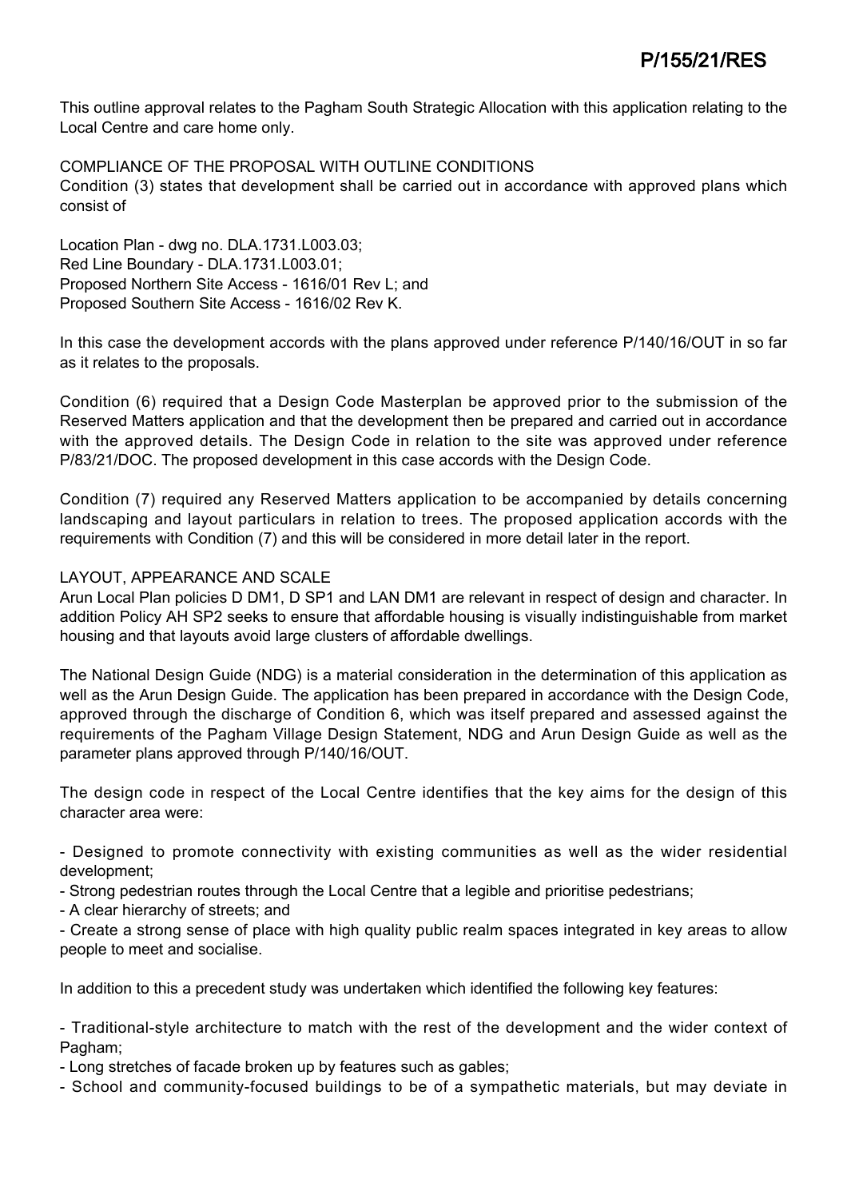This outline approval relates to the Pagham South Strategic Allocation with this application relating to the Local Centre and care home only.

COMPLIANCE OF THE PROPOSAL WITH OUTLINE CONDITIONS

Condition (3) states that development shall be carried out in accordance with approved plans which consist of

Location Plan - dwg no. DLA.1731.L003.03;
Red Line Boundary - DLA.1731.L003.01;
Proposed Northern Site Access - 1616/01 Rev L; and
Proposed Southern Site Access - 1616/02 Rev K.

In this case the development accords with the plans approved under reference P/140/16/OUT in so far as it relates to the proposals.

Condition (6) required that a Design Code Masterplan be approved prior to the submission of the Reserved Matters application and that the development then be prepared and carried out in accordance with the approved details. The Design Code in relation to the site was approved under reference P/83/21/DOC. The proposed development in this case accords with the Design Code.

Condition (7) required any Reserved Matters application to be accompanied by details concerning landscaping and layout particulars in relation to trees. The proposed application accords with the requirements with Condition (7) and this will be considered in more detail later in the report.

LAYOUT, APPEARANCE AND SCALE

Arun Local Plan policies D DM1, D SP1 and LAN DM1 are relevant in respect of design and character. In addition Policy AH SP2 seeks to ensure that affordable housing is visually indistinguishable from market housing and that layouts avoid large clusters of affordable dwellings.

The National Design Guide (NDG) is a material consideration in the determination of this application as well as the Arun Design Guide. The application has been prepared in accordance with the Design Code, approved through the discharge of Condition 6, which was itself prepared and assessed against the requirements of the Pagham Village Design Statement, NDG and Arun Design Guide as well as the parameter plans approved through P/140/16/OUT.

The design code in respect of the Local Centre identifies that the key aims for the design of this character area were:

- Designed to promote connectivity with existing communities as well as the wider residential development;
- Strong pedestrian routes through the Local Centre that a legible and prioritise pedestrians;
- A clear hierarchy of streets; and
- Create a strong sense of place with high quality public realm spaces integrated in key areas to allow people to meet and socialise.

In addition to this a precedent study was undertaken which identified the following key features:

- Traditional-style architecture to match with the rest of the development and the wider context of Pagham;
- Long stretches of facade broken up by features such as gables;
- School and community-focused buildings to be of a sympathetic materials, but may deviate in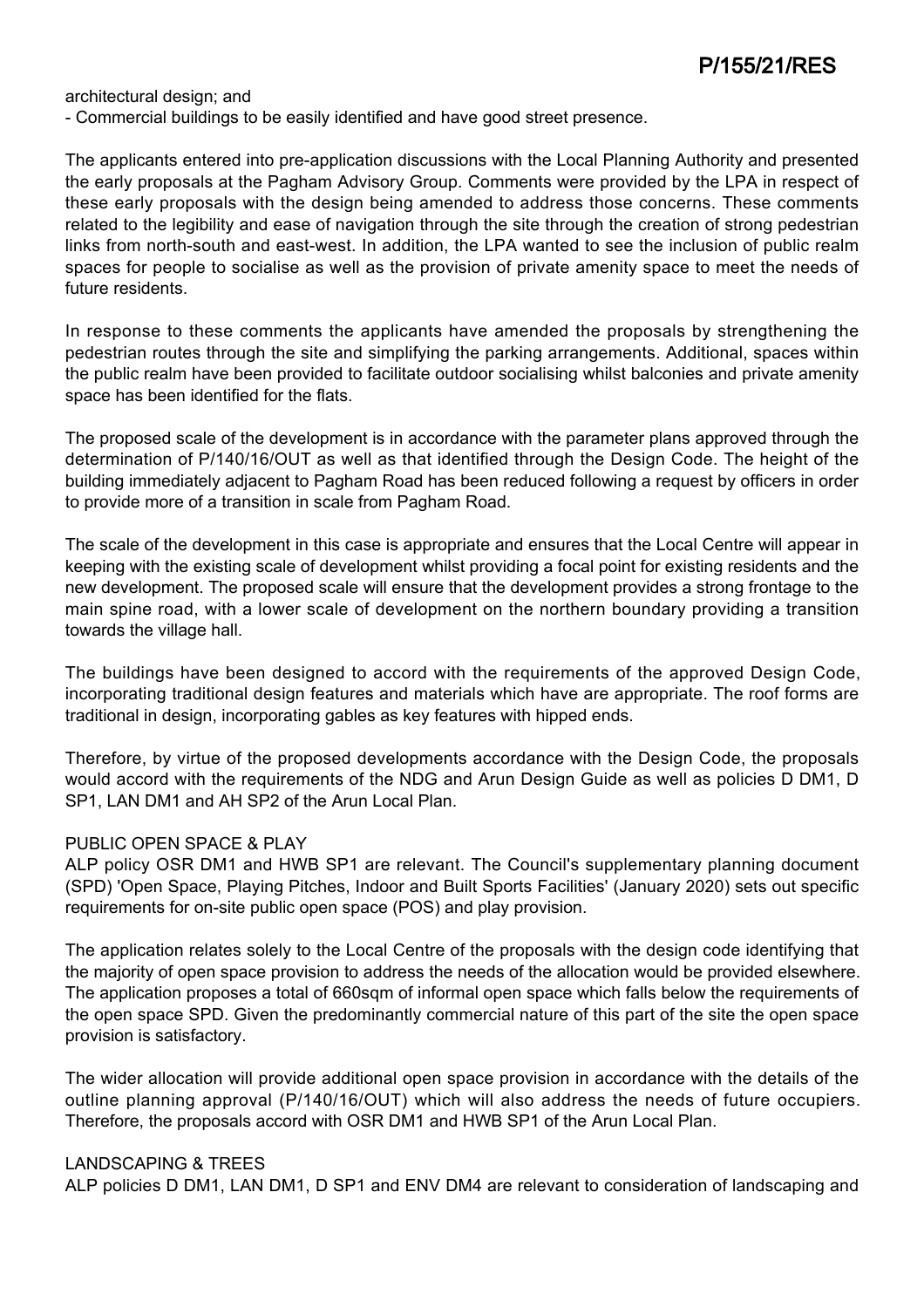architectural design; and
- Commercial buildings to be easily identified and have good street presence.

The applicants entered into pre-application discussions with the Local Planning Authority and presented the early proposals at the Pagham Advisory Group. Comments were provided by the LPA in respect of these early proposals with the design being amended to address those concerns. These comments related to the legibility and ease of navigation through the site through the creation of strong pedestrian links from north-south and east-west. In addition, the LPA wanted to see the inclusion of public realm spaces for people to socialise as well as the provision of private amenity space to meet the needs of future residents.

In response to these comments the applicants have amended the proposals by strengthening the pedestrian routes through the site and simplifying the parking arrangements. Additional, spaces within the public realm have been provided to facilitate outdoor socialising whilst balconies and private amenity space has been identified for the flats.

The proposed scale of the development is in accordance with the parameter plans approved through the determination of P/140/16/OUT as well as that identified through the Design Code. The height of the building immediately adjacent to Pagham Road has been reduced following a request by officers in order to provide more of a transition in scale from Pagham Road.

The scale of the development in this case is appropriate and ensures that the Local Centre will appear in keeping with the existing scale of development whilst providing a focal point for existing residents and the new development. The proposed scale will ensure that the development provides a strong frontage to the main spine road, with a lower scale of development on the northern boundary providing a transition towards the village hall.

The buildings have been designed to accord with the requirements of the approved Design Code, incorporating traditional design features and materials which have are appropriate. The roof forms are traditional in design, incorporating gables as key features with hipped ends.

Therefore, by virtue of the proposed developments accordance with the Design Code, the proposals would accord with the requirements of the NDG and Arun Design Guide as well as policies D DM1, D SP1, LAN DM1 and AH SP2 of the Arun Local Plan.

PUBLIC OPEN SPACE & PLAY

ALP policy OSR DM1 and HWB SP1 are relevant. The Council's supplementary planning document (SPD) 'Open Space, Playing Pitches, Indoor and Built Sports Facilities' (January 2020) sets out specific requirements for on-site public open space (POS) and play provision.

The application relates solely to the Local Centre of the proposals with the design code identifying that the majority of open space provision to address the needs of the allocation would be provided elsewhere. The application proposes a total of 660sqm of informal open space which falls below the requirements of the open space SPD. Given the predominantly commercial nature of this part of the site the open space provision is satisfactory.

The wider allocation will provide additional open space provision in accordance with the details of the outline planning approval (P/140/16/OUT) which will also address the needs of future occupiers. Therefore, the proposals accord with OSR DM1 and HWB SP1 of the Arun Local Plan.

LANDSCAPING & TREES

ALP policies D DM1, LAN DM1, D SP1 and ENV DM4 are relevant to consideration of landscaping and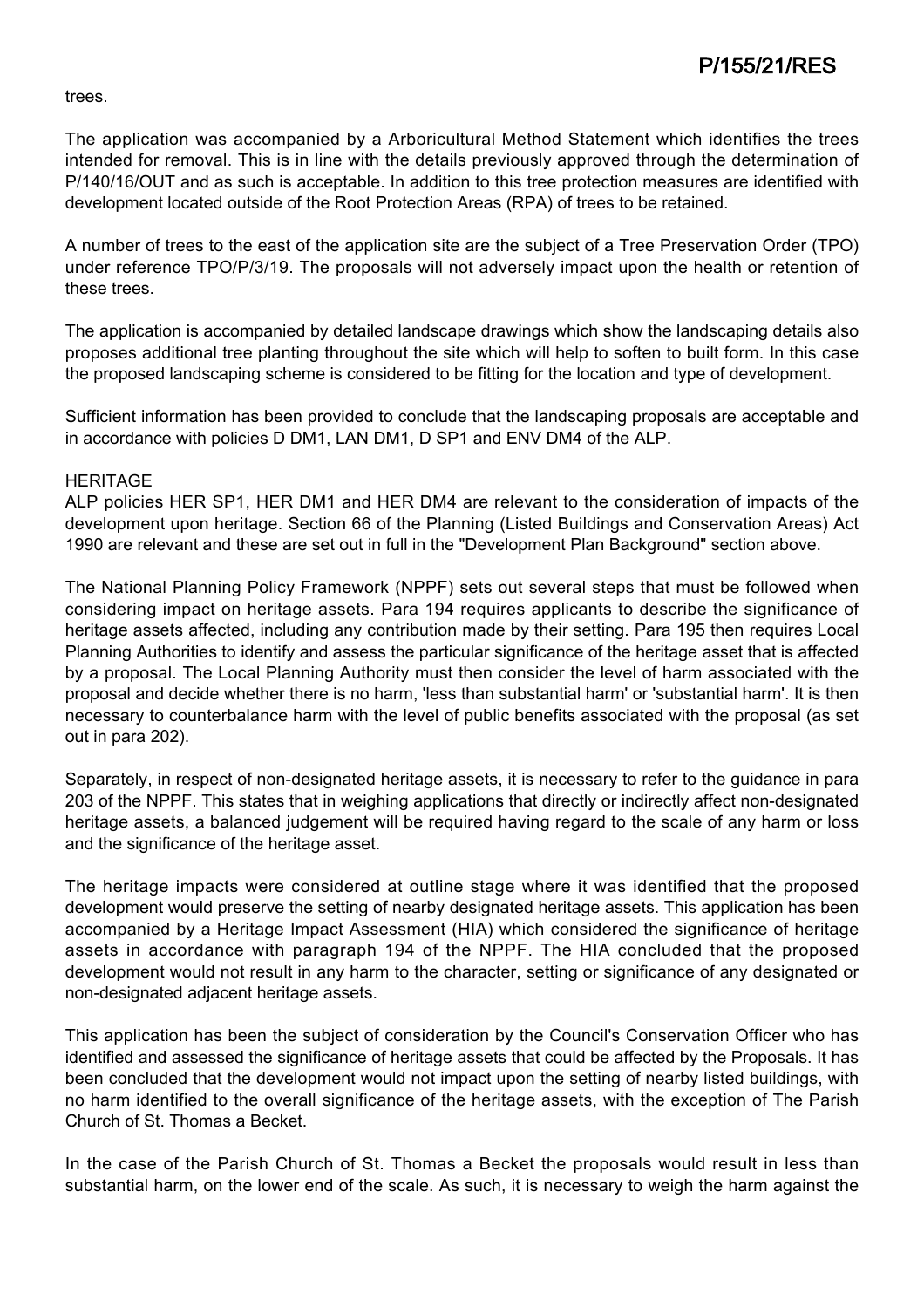trees.

The application was accompanied by a Arboricultural Method Statement which identifies the trees intended for removal. This is in line with the details previously approved through the determination of P/140/16/OUT and as such is acceptable. In addition to this tree protection measures are identified with development located outside of the Root Protection Areas (RPA) of trees to be retained.

A number of trees to the east of the application site are the subject of a Tree Preservation Order (TPO) under reference TPO/P/3/19. The proposals will not adversely impact upon the health or retention of these trees.

The application is accompanied by detailed landscape drawings which show the landscaping details also proposes additional tree planting throughout the site which will help to soften to built form. In this case the proposed landscaping scheme is considered to be fitting for the location and type of development.

Sufficient information has been provided to conclude that the landscaping proposals are acceptable and in accordance with policies D DM1, LAN DM1, D SP1 and ENV DM4 of the ALP.

HERITAGE

ALP policies HER SP1, HER DM1 and HER DM4 are relevant to the consideration of impacts of the development upon heritage. Section 66 of the Planning (Listed Buildings and Conservation Areas) Act 1990 are relevant and these are set out in full in the "Development Plan Background" section above.

The National Planning Policy Framework (NPPF) sets out several steps that must be followed when considering impact on heritage assets. Para 194 requires applicants to describe the significance of heritage assets affected, including any contribution made by their setting. Para 195 then requires Local Planning Authorities to identify and assess the particular significance of the heritage asset that is affected by a proposal. The Local Planning Authority must then consider the level of harm associated with the proposal and decide whether there is no harm, 'less than substantial harm' or 'substantial harm'. It is then necessary to counterbalance harm with the level of public benefits associated with the proposal (as set out in para 202).

Separately, in respect of non-designated heritage assets, it is necessary to refer to the guidance in para 203 of the NPPF. This states that in weighing applications that directly or indirectly affect non-designated heritage assets, a balanced judgement will be required having regard to the scale of any harm or loss and the significance of the heritage asset.

The heritage impacts were considered at outline stage where it was identified that the proposed development would preserve the setting of nearby designated heritage assets. This application has been accompanied by a Heritage Impact Assessment (HIA) which considered the significance of heritage assets in accordance with paragraph 194 of the NPPF. The HIA concluded that the proposed development would not result in any harm to the character, setting or significance of any designated or non-designated adjacent heritage assets.

This application has been the subject of consideration by the Council's Conservation Officer who has identified and assessed the significance of heritage assets that could be affected by the Proposals. It has been concluded that the development would not impact upon the setting of nearby listed buildings, with no harm identified to the overall significance of the heritage assets, with the exception of The Parish Church of St. Thomas a Becket.

In the case of the Parish Church of St. Thomas a Becket the proposals would result in less than substantial harm, on the lower end of the scale. As such, it is necessary to weigh the harm against the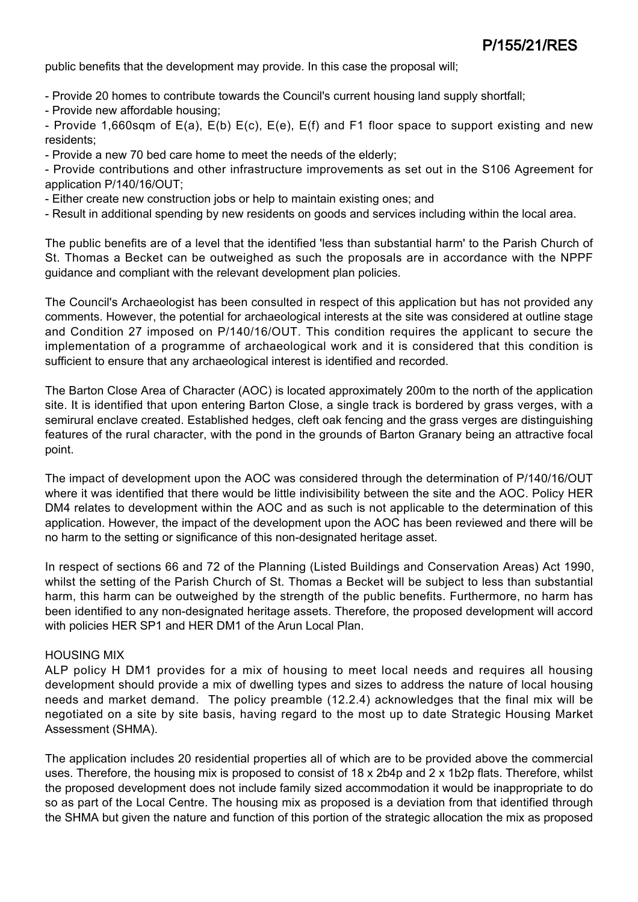public benefits that the development may provide. In this case the proposal will;

- Provide 20 homes to contribute towards the Council's current housing land supply shortfall;
- Provide new affordable housing;
- Provide 1,660sqm of E(a), E(b) E(c), E(e), E(f) and F1 floor space to support existing and new residents;
- Provide a new 70 bed care home to meet the needs of the elderly;
- Provide contributions and other infrastructure improvements as set out in the S106 Agreement for application P/140/16/OUT;
- Either create new construction jobs or help to maintain existing ones; and
- Result in additional spending by new residents on goods and services including within the local area.

The public benefits are of a level that the identified 'less than substantial harm' to the Parish Church of St. Thomas a Becket can be outweighed as such the proposals are in accordance with the NPPF guidance and compliant with the relevant development plan policies.

The Council's Archaeologist has been consulted in respect of this application but has not provided any comments. However, the potential for archaeological interests at the site was considered at outline stage and Condition 27 imposed on P/140/16/OUT. This condition requires the applicant to secure the implementation of a programme of archaeological work and it is considered that this condition is sufficient to ensure that any archaeological interest is identified and recorded.

The Barton Close Area of Character (AOC) is located approximately 200m to the north of the application site. It is identified that upon entering Barton Close, a single track is bordered by grass verges, with a semirural enclave created. Established hedges, cleft oak fencing and the grass verges are distinguishing features of the rural character, with the pond in the grounds of Barton Granary being an attractive focal point.

The impact of development upon the AOC was considered through the determination of P/140/16/OUT where it was identified that there would be little indivisibility between the site and the AOC. Policy HER DM4 relates to development within the AOC and as such is not applicable to the determination of this application. However, the impact of the development upon the AOC has been reviewed and there will be no harm to the setting or significance of this non-designated heritage asset.

In respect of sections 66 and 72 of the Planning (Listed Buildings and Conservation Areas) Act 1990, whilst the setting of the Parish Church of St. Thomas a Becket will be subject to less than substantial harm, this harm can be outweighed by the strength of the public benefits. Furthermore, no harm has been identified to any non-designated heritage assets. Therefore, the proposed development will accord with policies HER SP1 and HER DM1 of the Arun Local Plan.

HOUSING MIX

ALP policy H DM1 provides for a mix of housing to meet local needs and requires all housing development should provide a mix of dwelling types and sizes to address the nature of local housing needs and market demand. The policy preamble (12.2.4) acknowledges that the final mix will be negotiated on a site by site basis, having regard to the most up to date Strategic Housing Market Assessment (SHMA).

The application includes 20 residential properties all of which are to be provided above the commercial uses. Therefore, the housing mix is proposed to consist of 18 x 2b4p and 2 x 1b2p flats. Therefore, whilst the proposed development does not include family sized accommodation it would be inappropriate to do so as part of the Local Centre. The housing mix as proposed is a deviation from that identified through the SHMA but given the nature and function of this portion of the strategic allocation the mix as proposed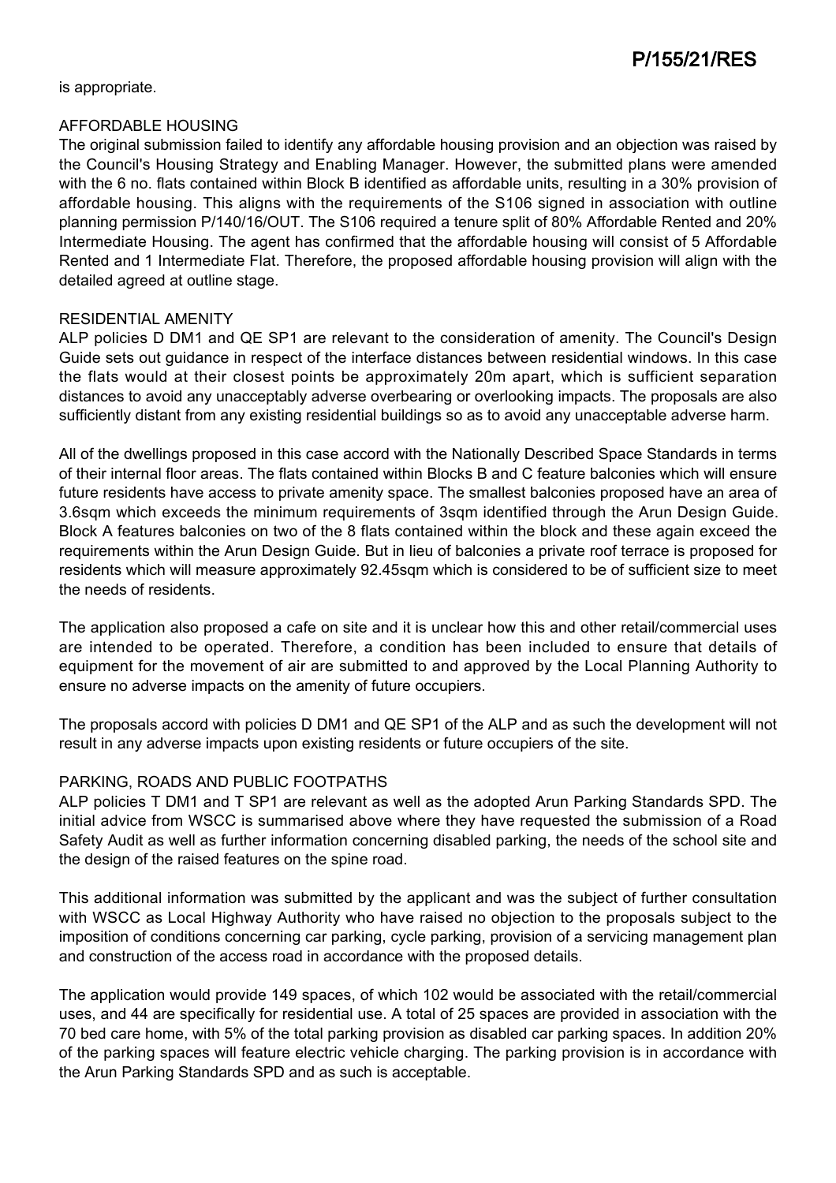is appropriate.

## AFFORDABLE HOUSING

The original submission failed to identify any affordable housing provision and an objection was raised by the Council's Housing Strategy and Enabling Manager. However, the submitted plans were amended with the 6 no. flats contained within Block B identified as affordable units, resulting in a 30% provision of affordable housing. This aligns with the requirements of the S106 signed in association with outline planning permission P/140/16/OUT. The S106 required a tenure split of 80% Affordable Rented and 20% Intermediate Housing. The agent has confirmed that the affordable housing will consist of 5 Affordable Rented and 1 Intermediate Flat. Therefore, the proposed affordable housing provision will align with the detailed agreed at outline stage.

## RESIDENTIAL AMENITY

ALP policies D DM1 and QE SP1 are relevant to the consideration of amenity. The Council's Design Guide sets out guidance in respect of the interface distances between residential windows. In this case the flats would at their closest points be approximately 20m apart, which is sufficient separation distances to avoid any unacceptably adverse overbearing or overlooking impacts. The proposals are also sufficiently distant from any existing residential buildings so as to avoid any unacceptable adverse harm.

All of the dwellings proposed in this case accord with the Nationally Described Space Standards in terms of their internal floor areas. The flats contained within Blocks B and C feature balconies which will ensure future residents have access to private amenity space. The smallest balconies proposed have an area of 3.6sqm which exceeds the minimum requirements of 3sqm identified through the Arun Design Guide. Block A features balconies on two of the 8 flats contained within the block and these again exceed the requirements within the Arun Design Guide. But in lieu of balconies a private roof terrace is proposed for residents which will measure approximately 92.45sqm which is considered to be of sufficient size to meet the needs of residents.

The application also proposed a cafe on site and it is unclear how this and other retail/commercial uses are intended to be operated. Therefore, a condition has been included to ensure that details of equipment for the movement of air are submitted to and approved by the Local Planning Authority to ensure no adverse impacts on the amenity of future occupiers.

The proposals accord with policies D DM1 and QE SP1 of the ALP and as such the development will not result in any adverse impacts upon existing residents or future occupiers of the site.

## PARKING, ROADS AND PUBLIC FOOTPATHS

ALP policies T DM1 and T SP1 are relevant as well as the adopted Arun Parking Standards SPD. The initial advice from WSCC is summarised above where they have requested the submission of a Road Safety Audit as well as further information concerning disabled parking, the needs of the school site and the design of the raised features on the spine road.

This additional information was submitted by the applicant and was the subject of further consultation with WSCC as Local Highway Authority who have raised no objection to the proposals subject to the imposition of conditions concerning car parking, cycle parking, provision of a servicing management plan and construction of the access road in accordance with the proposed details.

The application would provide 149 spaces, of which 102 would be associated with the retail/commercial uses, and 44 are specifically for residential use. A total of 25 spaces are provided in association with the 70 bed care home, with 5% of the total parking provision as disabled car parking spaces. In addition 20% of the parking spaces will feature electric vehicle charging. The parking provision is in accordance with the Arun Parking Standards SPD and as such is acceptable.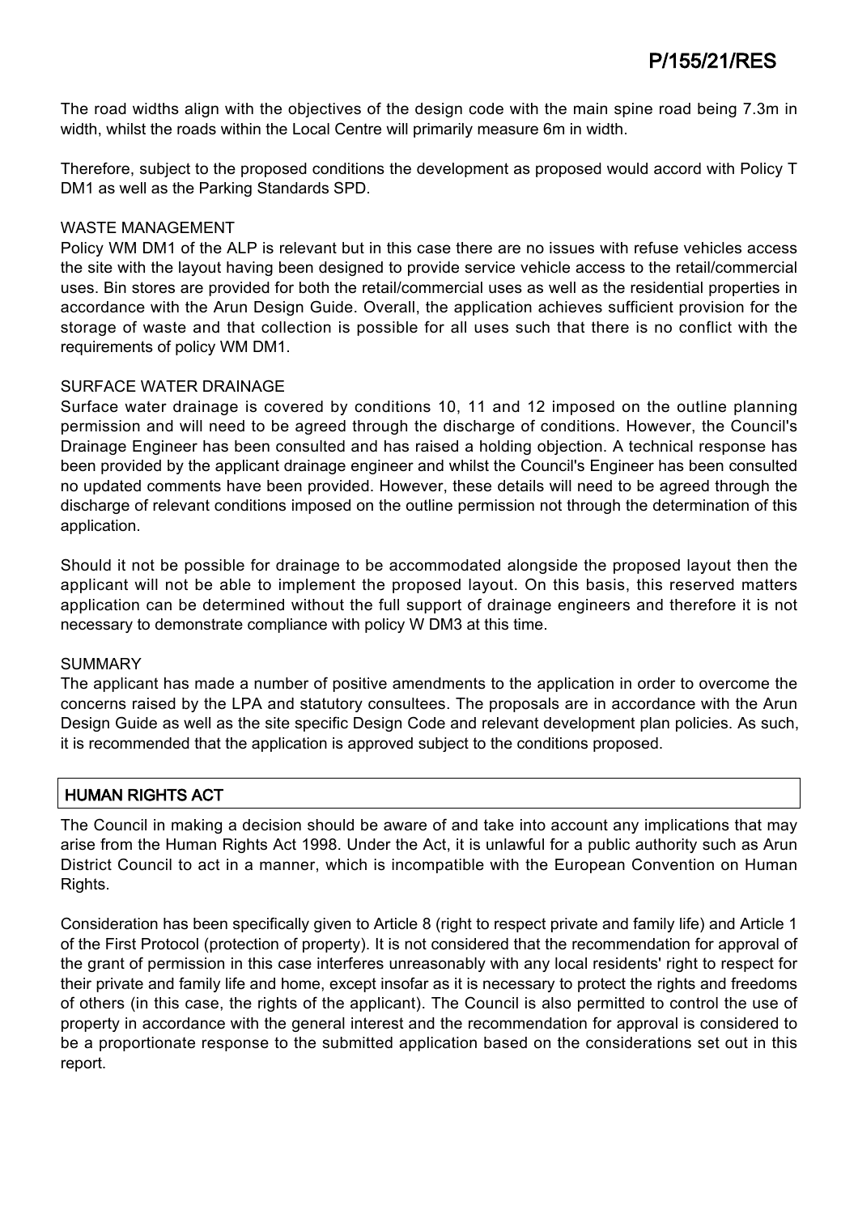The road widths align with the objectives of the design code with the main spine road being 7.3m in width, whilst the roads within the Local Centre will primarily measure 6m in width.

Therefore, subject to the proposed conditions the development as proposed would accord with Policy T DM1 as well as the Parking Standards SPD.

### WASTE MANAGEMENT

Policy WM DM1 of the ALP is relevant but in this case there are no issues with refuse vehicles access the site with the layout having been designed to provide service vehicle access to the retail/commercial uses. Bin stores are provided for both the retail/commercial uses as well as the residential properties in accordance with the Arun Design Guide. Overall, the application achieves sufficient provision for the storage of waste and that collection is possible for all uses such that there is no conflict with the requirements of policy WM DM1.

### SURFACE WATER DRAINAGE

Surface water drainage is covered by conditions 10, 11 and 12 imposed on the outline planning permission and will need to be agreed through the discharge of conditions. However, the Council's Drainage Engineer has been consulted and has raised a holding objection. A technical response has been provided by the applicant drainage engineer and whilst the Council's Engineer has been consulted no updated comments have been provided. However, these details will need to be agreed through the discharge of relevant conditions imposed on the outline permission not through the determination of this application.

Should it not be possible for drainage to be accommodated alongside the proposed layout then the applicant will not be able to implement the proposed layout. On this basis, this reserved matters application can be determined without the full support of drainage engineers and therefore it is not necessary to demonstrate compliance with policy W DM3 at this time.

### SUMMARY

The applicant has made a number of positive amendments to the application in order to overcome the concerns raised by the LPA and statutory consultees. The proposals are in accordance with the Arun Design Guide as well as the site specific Design Code and relevant development plan policies. As such, it is recommended that the application is approved subject to the conditions proposed.

## HUMAN RIGHTS ACT

The Council in making a decision should be aware of and take into account any implications that may arise from the Human Rights Act 1998. Under the Act, it is unlawful for a public authority such as Arun District Council to act in a manner, which is incompatible with the European Convention on Human Rights.

Consideration has been specifically given to Article 8 (right to respect private and family life) and Article 1 of the First Protocol (protection of property). It is not considered that the recommendation for approval of the grant of permission in this case interferes unreasonably with any local residents' right to respect for their private and family life and home, except insofar as it is necessary to protect the rights and freedoms of others (in this case, the rights of the applicant). The Council is also permitted to control the use of property in accordance with the general interest and the recommendation for approval is considered to be a proportionate response to the submitted application based on the considerations set out in this report.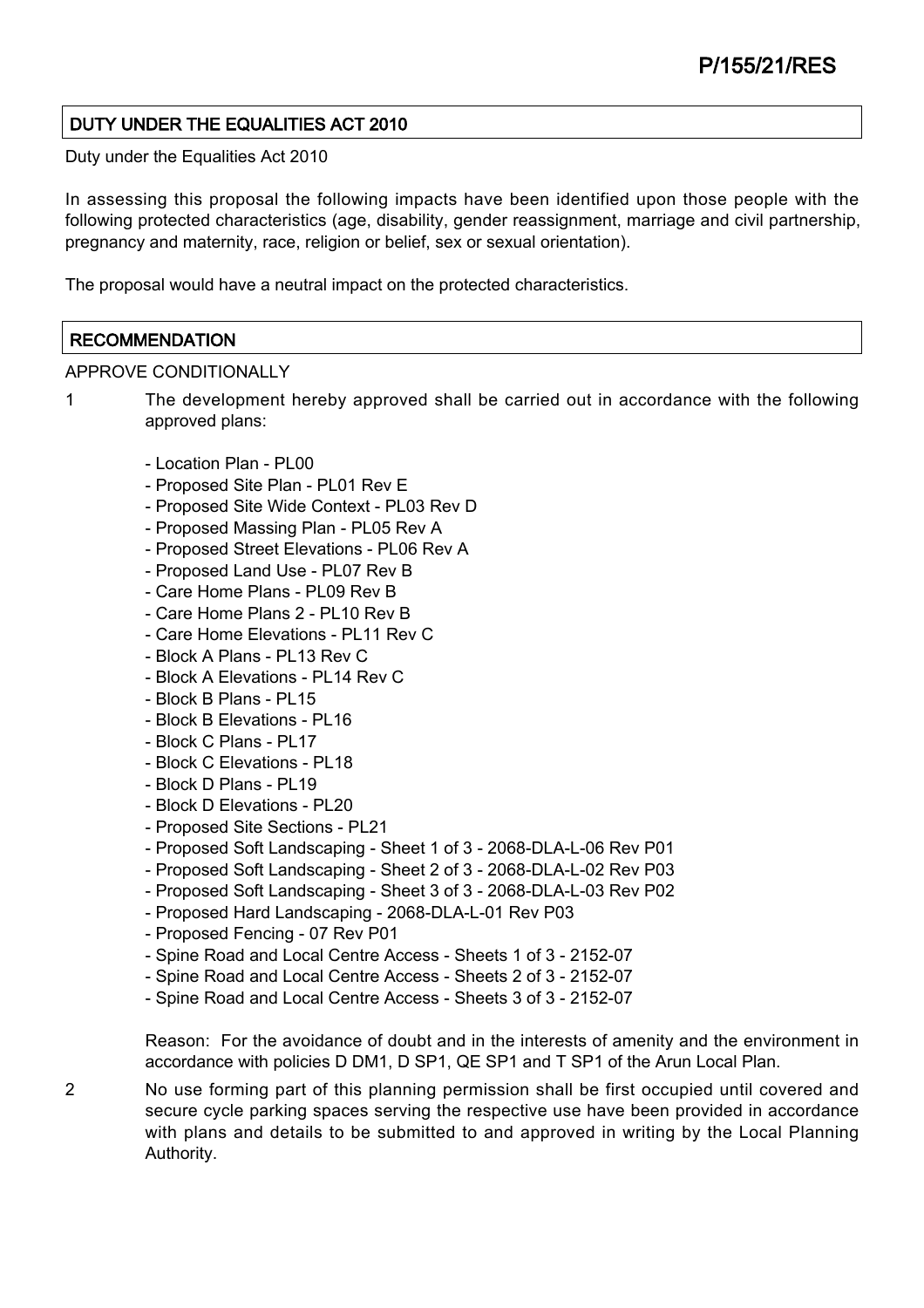## DUTY UNDER THE EQUALITIES ACT 2010

Duty under the Equalities Act 2010

In assessing this proposal the following impacts have been identified upon those people with the following protected characteristics (age, disability, gender reassignment, marriage and civil partnership, pregnancy and maternity, race, religion or belief, sex or sexual orientation).

The proposal would have a neutral impact on the protected characteristics.

## RECOMMENDATION

APPROVE CONDITIONALLY

1 The development hereby approved shall be carried out in accordance with the following approved plans:

- Location Plan - PL00
- Proposed Site Plan - PL01 Rev E
- Proposed Site Wide Context - PL03 Rev D
- Proposed Massing Plan - PL05 Rev A
- Proposed Street Elevations - PL06 Rev A
- Proposed Land Use - PL07 Rev B
- Care Home Plans - PL09 Rev B
- Care Home Plans 2 - PL10 Rev B
- Care Home Elevations - PL11 Rev C
- Block A Plans - PL13 Rev C
- Block A Elevations - PL14 Rev C
- Block B Plans - PL15
- Block B Elevations - PL16
- Block C Plans - PL17
- Block C Elevations - PL18
- Block D Plans - PL19
- Block D Elevations - PL20
- Proposed Site Sections - PL21
- Proposed Soft Landscaping - Sheet 1 of 3 - 2068-DLA-L-06 Rev P01
- Proposed Soft Landscaping - Sheet 2 of 3 - 2068-DLA-L-02 Rev P03
- Proposed Soft Landscaping - Sheet 3 of 3 - 2068-DLA-L-03 Rev P02
- Proposed Hard Landscaping - 2068-DLA-L-01 Rev P03
- Proposed Fencing - 07 Rev P01
- Spine Road and Local Centre Access - Sheets 1 of 3 - 2152-07
- Spine Road and Local Centre Access - Sheets 2 of 3 - 2152-07
- Spine Road and Local Centre Access - Sheets 3 of 3 - 2152-07

Reason: For the avoidance of doubt and in the interests of amenity and the environment in accordance with policies D DM1, D SP1, QE SP1 and T SP1 of the Arun Local Plan.

2 No use forming part of this planning permission shall be first occupied until covered and secure cycle parking spaces serving the respective use have been provided in accordance with plans and details to be submitted to and approved in writing by the Local Planning Authority.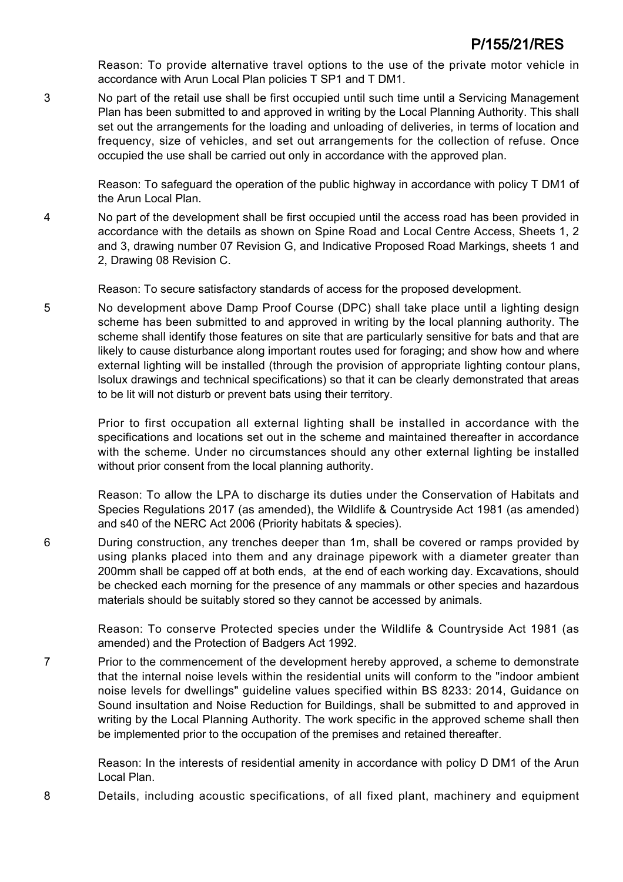Reason: To provide alternative travel options to the use of the private motor vehicle in accordance with Arun Local Plan policies T SP1 and T DM1.

3 No part of the retail use shall be first occupied until such time until a Servicing Management Plan has been submitted to and approved in writing by the Local Planning Authority. This shall set out the arrangements for the loading and unloading of deliveries, in terms of location and frequency, size of vehicles, and set out arrangements for the collection of refuse. Once occupied the use shall be carried out only in accordance with the approved plan.

Reason: To safeguard the operation of the public highway in accordance with policy T DM1 of the Arun Local Plan.

4 No part of the development shall be first occupied until the access road has been provided in accordance with the details as shown on Spine Road and Local Centre Access, Sheets 1, 2 and 3, drawing number 07 Revision G, and Indicative Proposed Road Markings, sheets 1 and 2, Drawing 08 Revision C.

Reason: To secure satisfactory standards of access for the proposed development.

5 No development above Damp Proof Course (DPC) shall take place until a lighting design scheme has been submitted to and approved in writing by the local planning authority. The scheme shall identify those features on site that are particularly sensitive for bats and that are likely to cause disturbance along important routes used for foraging; and show how and where external lighting will be installed (through the provision of appropriate lighting contour plans, Isolux drawings and technical specifications) so that it can be clearly demonstrated that areas to be lit will not disturb or prevent bats using their territory.

Prior to first occupation all external lighting shall be installed in accordance with the specifications and locations set out in the scheme and maintained thereafter in accordance with the scheme. Under no circumstances should any other external lighting be installed without prior consent from the local planning authority.

Reason: To allow the LPA to discharge its duties under the Conservation of Habitats and Species Regulations 2017 (as amended), the Wildlife & Countryside Act 1981 (as amended) and s40 of the NERC Act 2006 (Priority habitats & species).

6 During construction, any trenches deeper than 1m, shall be covered or ramps provided by using planks placed into them and any drainage pipework with a diameter greater than 200mm shall be capped off at both ends, at the end of each working day. Excavations, should be checked each morning for the presence of any mammals or other species and hazardous materials should be suitably stored so they cannot be accessed by animals.

Reason: To conserve Protected species under the Wildlife & Countryside Act 1981 (as amended) and the Protection of Badgers Act 1992.

7 Prior to the commencement of the development hereby approved, a scheme to demonstrate that the internal noise levels within the residential units will conform to the "indoor ambient noise levels for dwellings" guideline values specified within BS 8233: 2014, Guidance on Sound insultation and Noise Reduction for Buildings, shall be submitted to and approved in writing by the Local Planning Authority. The work specific in the approved scheme shall then be implemented prior to the occupation of the premises and retained thereafter.

Reason: In the interests of residential amenity in accordance with policy D DM1 of the Arun Local Plan.

8 Details, including acoustic specifications, of all fixed plant, machinery and equipment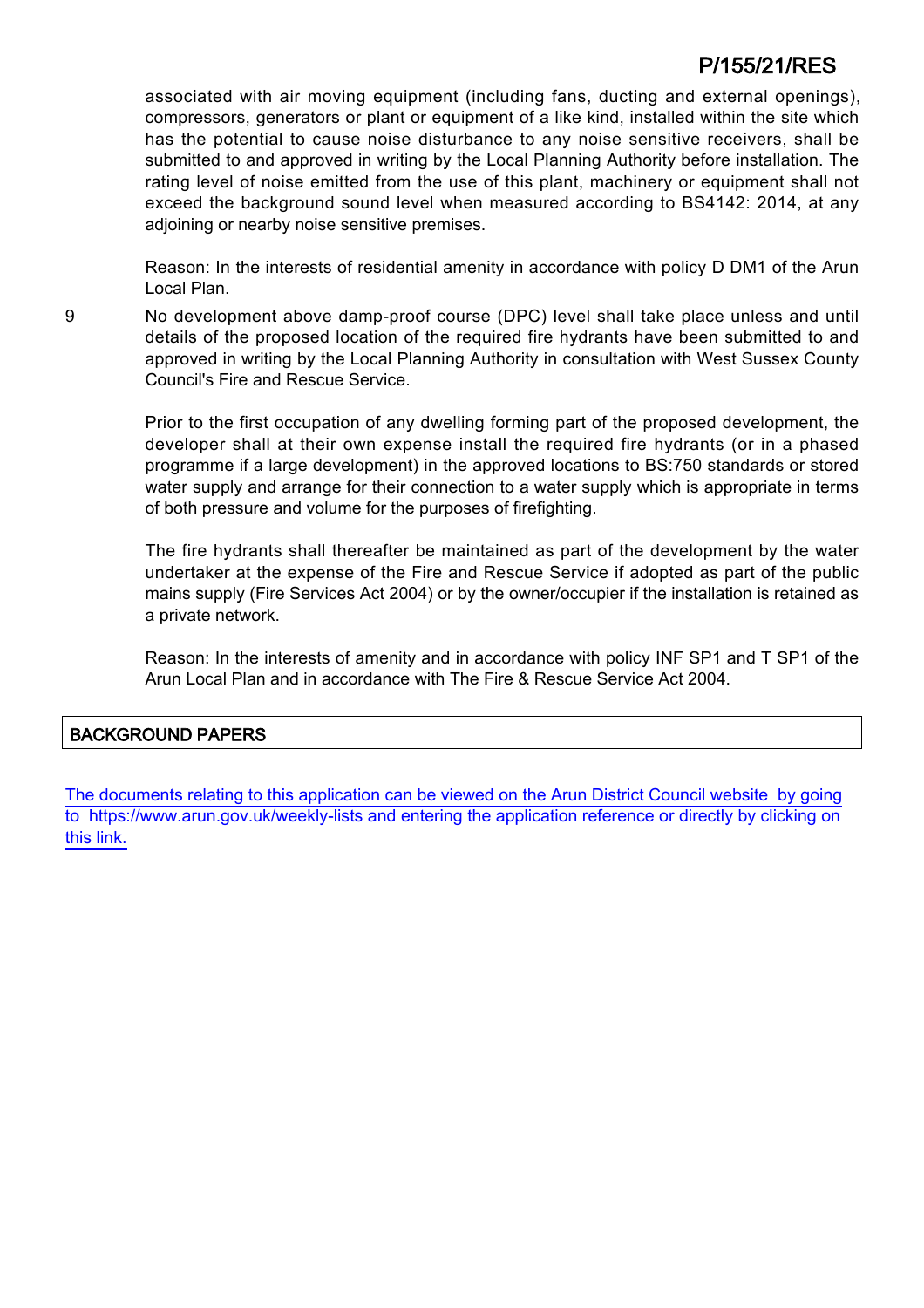associated with air moving equipment (including fans, ducting and external openings), compressors, generators or plant or equipment of a like kind, installed within the site which has the potential to cause noise disturbance to any noise sensitive receivers, shall be submitted to and approved in writing by the Local Planning Authority before installation. The rating level of noise emitted from the use of this plant, machinery or equipment shall not exceed the background sound level when measured according to BS4142: 2014, at any adjoining or nearby noise sensitive premises.

Reason: In the interests of residential amenity in accordance with policy D DM1 of the Arun Local Plan.

9 No development above damp-proof course (DPC) level shall take place unless and until details of the proposed location of the required fire hydrants have been submitted to and approved in writing by the Local Planning Authority in consultation with West Sussex County Council's Fire and Rescue Service.

Prior to the first occupation of any dwelling forming part of the proposed development, the developer shall at their own expense install the required fire hydrants (or in a phased programme if a large development) in the approved locations to BS:750 standards or stored water supply and arrange for their connection to a water supply which is appropriate in terms of both pressure and volume for the purposes of firefighting.

The fire hydrants shall thereafter be maintained as part of the development by the water undertaker at the expense of the Fire and Rescue Service if adopted as part of the public mains supply (Fire Services Act 2004) or by the owner/occupier if the installation is retained as a private network.

Reason: In the interests of amenity and in accordance with policy INF SP1 and T SP1 of the Arun Local Plan and in accordance with The Fire & Rescue Service Act 2004.

## BACKGROUND PAPERS

The documents relating to this application can be viewed on the Arun District Council website by going to https://www.arun.gov.uk/weekly-lists and entering the application reference or directly by clicking on this link.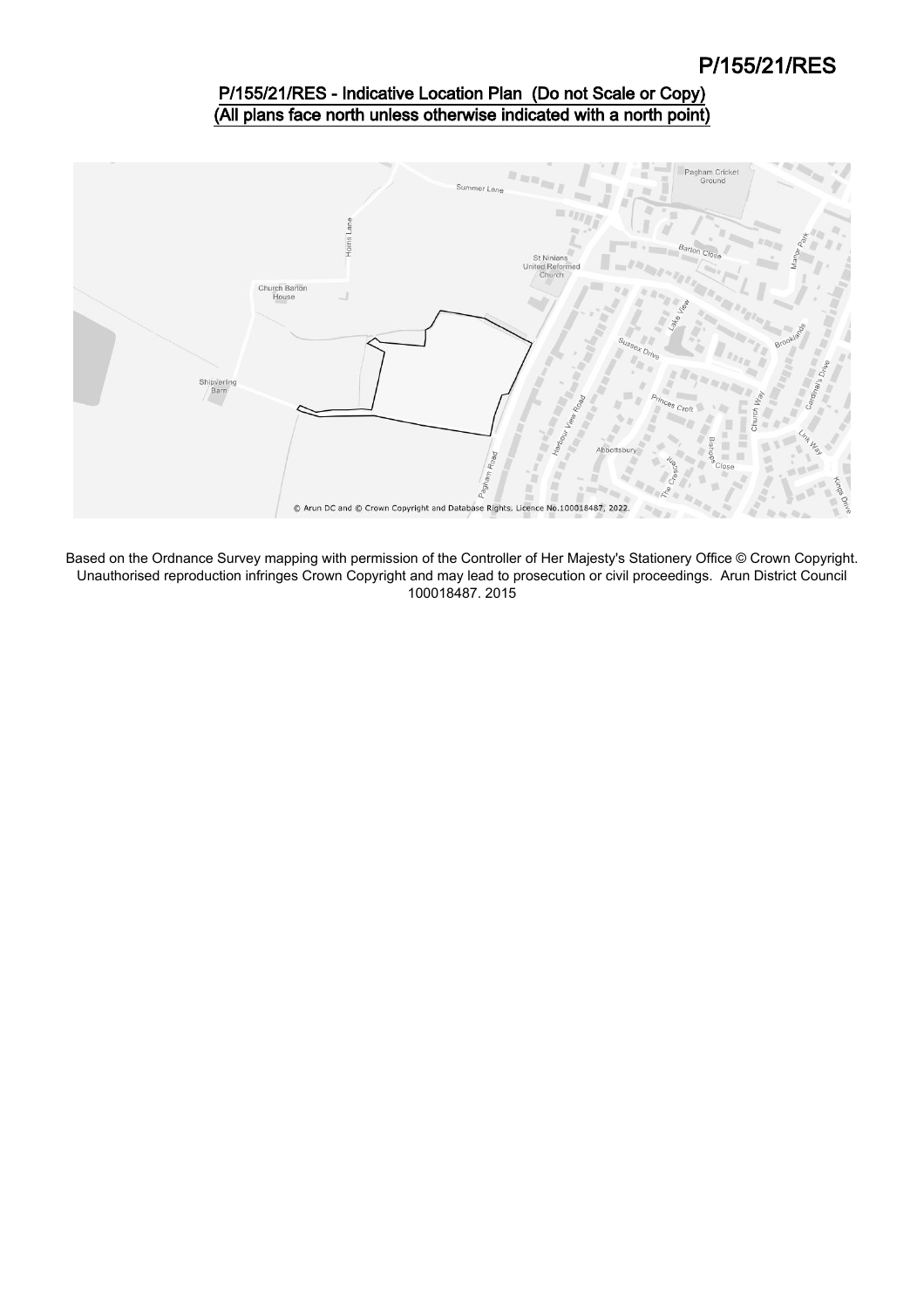# P/155/21/RES

## P/155/21/RES - Indicative Location Plan (Do not Scale or Copy) (All plans face north unless otherwise indicated with a north point)

Summer Lane
Horns Lane
Pagham Cricket Ground
Barton Close
Manor Park
St Ninians United Reformed Church
Church Barton House
Lake View
Sussex Drive
Brooklands
Cardinal's Drive
Shipverling Barn
Harbour View Road
Princes Croft
Church Way
Link Way
Pagham Road
Abbottsbury
Bishops Close
The Crescent
Kings Drive
© Arun DC and © Crown Copyright and Database Rights. Licence No.100018487, 2022.

Based on the Ordnance Survey mapping with permission of the Controller of Her Majesty's Stationery Office © Crown Copyright. Unauthorised reproduction infringes Crown Copyright and may lead to prosecution or civil proceedings. Arun District Council 100018487. 2015